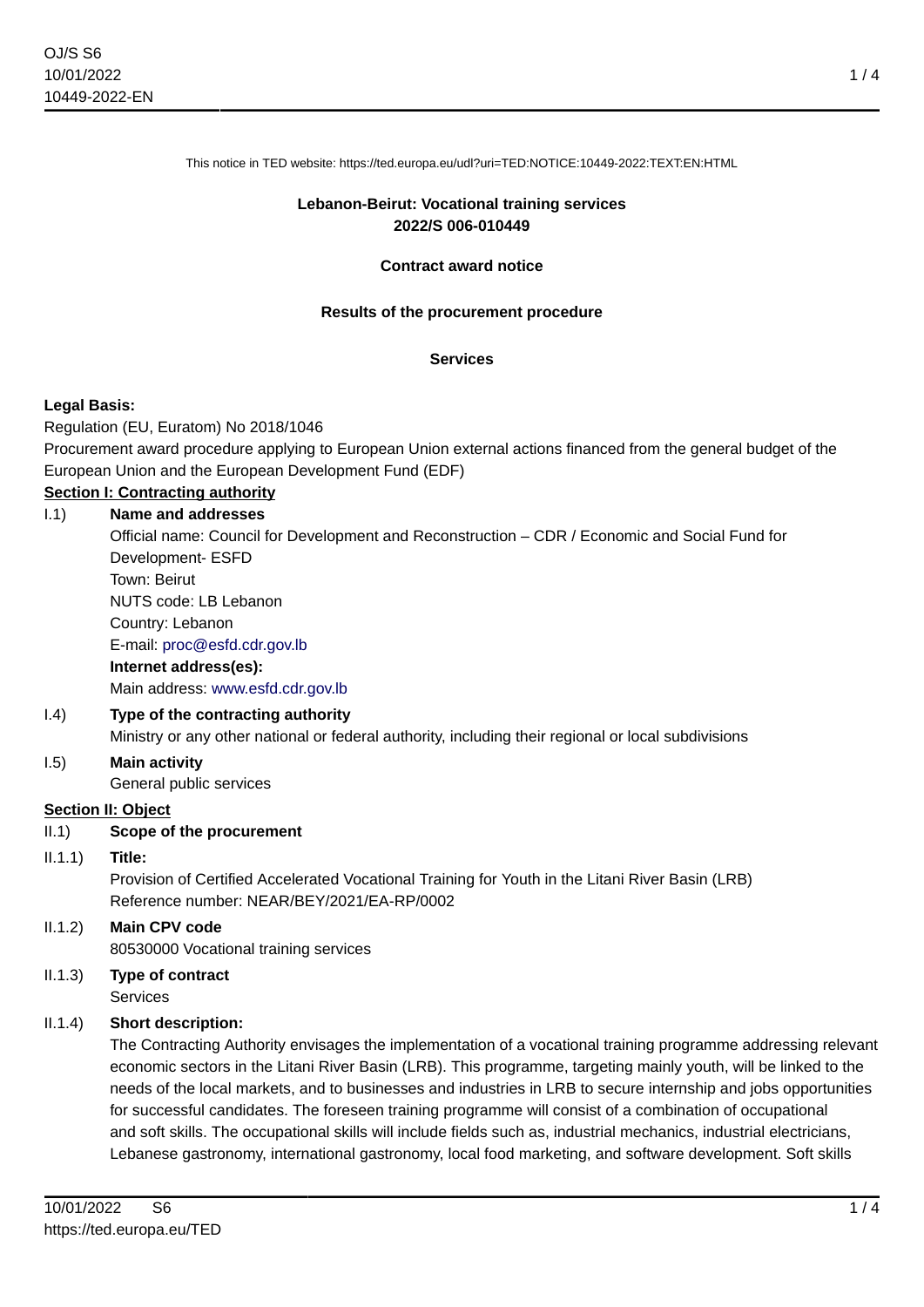This notice in TED website: https://ted.europa.eu/udl?uri=TED:NOTICE:10449-2022:TEXT:EN:HTML

**Lebanon-Beirut: Vocational training services**
**2022/S 006-010449**

**Contract award notice**

**Results of the procurement procedure**

**Services**

**Legal Basis:**

Regulation (EU, Euratom) No 2018/1046

Procurement award procedure applying to European Union external actions financed from the general budget of the European Union and the European Development Fund (EDF)

## Section I: Contracting authority

I.1) **Name and addresses**

Official name: Council for Development and Reconstruction – CDR / Economic and Social Fund for Development- ESFD
Town: Beirut
NUTS code: LB Lebanon
Country: Lebanon
E-mail: proc@esfd.cdr.gov.lb

**Internet address(es):**

Main address: www.esfd.cdr.gov.lb

I.4) **Type of the contracting authority**

Ministry or any other national or federal authority, including their regional or local subdivisions

I.5) **Main activity**

General public services

## Section II: Object

II.1) **Scope of the procurement**

II.1.1) **Title:**

Provision of Certified Accelerated Vocational Training for Youth in the Litani River Basin (LRB)
Reference number: NEAR/BEY/2021/EA-RP/0002

II.1.2) **Main CPV code**

80530000 Vocational training services

II.1.3) **Type of contract**

Services

II.1.4) **Short description:**

The Contracting Authority envisages the implementation of a vocational training programme addressing relevant economic sectors in the Litani River Basin (LRB). This programme, targeting mainly youth, will be linked to the needs of the local markets, and to businesses and industries in LRB to secure internship and jobs opportunities for successful candidates. The foreseen training programme will consist of a combination of occupational and soft skills. The occupational skills will include fields such as, industrial mechanics, industrial electricians, Lebanese gastronomy, international gastronomy, local food marketing, and software development. Soft skills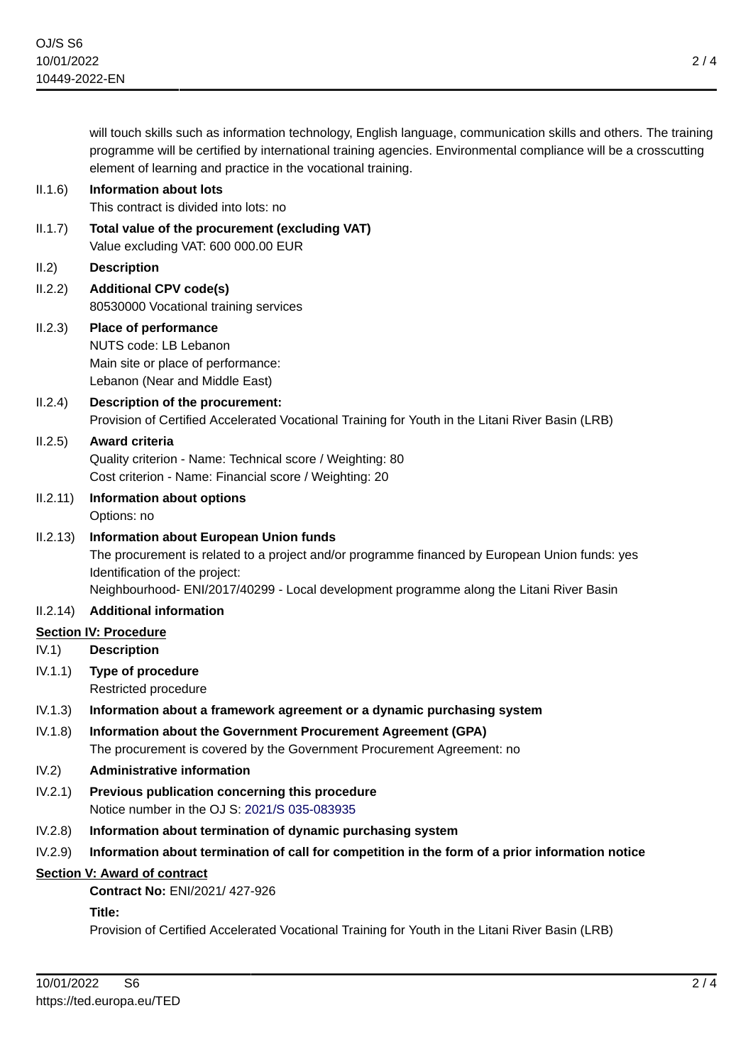will touch skills such as information technology, English language, communication skills and others. The training programme will be certified by international training agencies. Environmental compliance will be a crosscutting element of learning and practice in the vocational training.

II.1.6) **Information about lots**
This contract is divided into lots: no

II.1.7) **Total value of the procurement (excluding VAT)**
Value excluding VAT: 600 000.00 EUR

II.2) **Description**

II.2.2) **Additional CPV code(s)**
80530000 Vocational training services

II.2.3) **Place of performance**
NUTS code: LB Lebanon
Main site or place of performance:
Lebanon (Near and Middle East)

II.2.4) **Description of the procurement:**
Provision of Certified Accelerated Vocational Training for Youth in the Litani River Basin (LRB)

II.2.5) **Award criteria**
Quality criterion - Name: Technical score / Weighting: 80
Cost criterion - Name: Financial score / Weighting: 20

II.2.11) **Information about options**
Options: no

II.2.13) **Information about European Union funds**
The procurement is related to a project and/or programme financed by European Union funds: yes
Identification of the project:
Neighbourhood- ENI/2017/40299 - Local development programme along the Litani River Basin

II.2.14) **Additional information**

## Section IV: Procedure

IV.1) **Description**

IV.1.1) **Type of procedure**
Restricted procedure

IV.1.3) **Information about a framework agreement or a dynamic purchasing system**

IV.1.8) **Information about the Government Procurement Agreement (GPA)**
The procurement is covered by the Government Procurement Agreement: no

IV.2) **Administrative information**

IV.2.1) **Previous publication concerning this procedure**
Notice number in the OJ S: 2021/S 035-083935

IV.2.8) **Information about termination of dynamic purchasing system**

IV.2.9) **Information about termination of call for competition in the form of a prior information notice**

## Section V: Award of contract

**Contract No:** ENI/2021/ 427-926

**Title:**

Provision of Certified Accelerated Vocational Training for Youth in the Litani River Basin (LRB)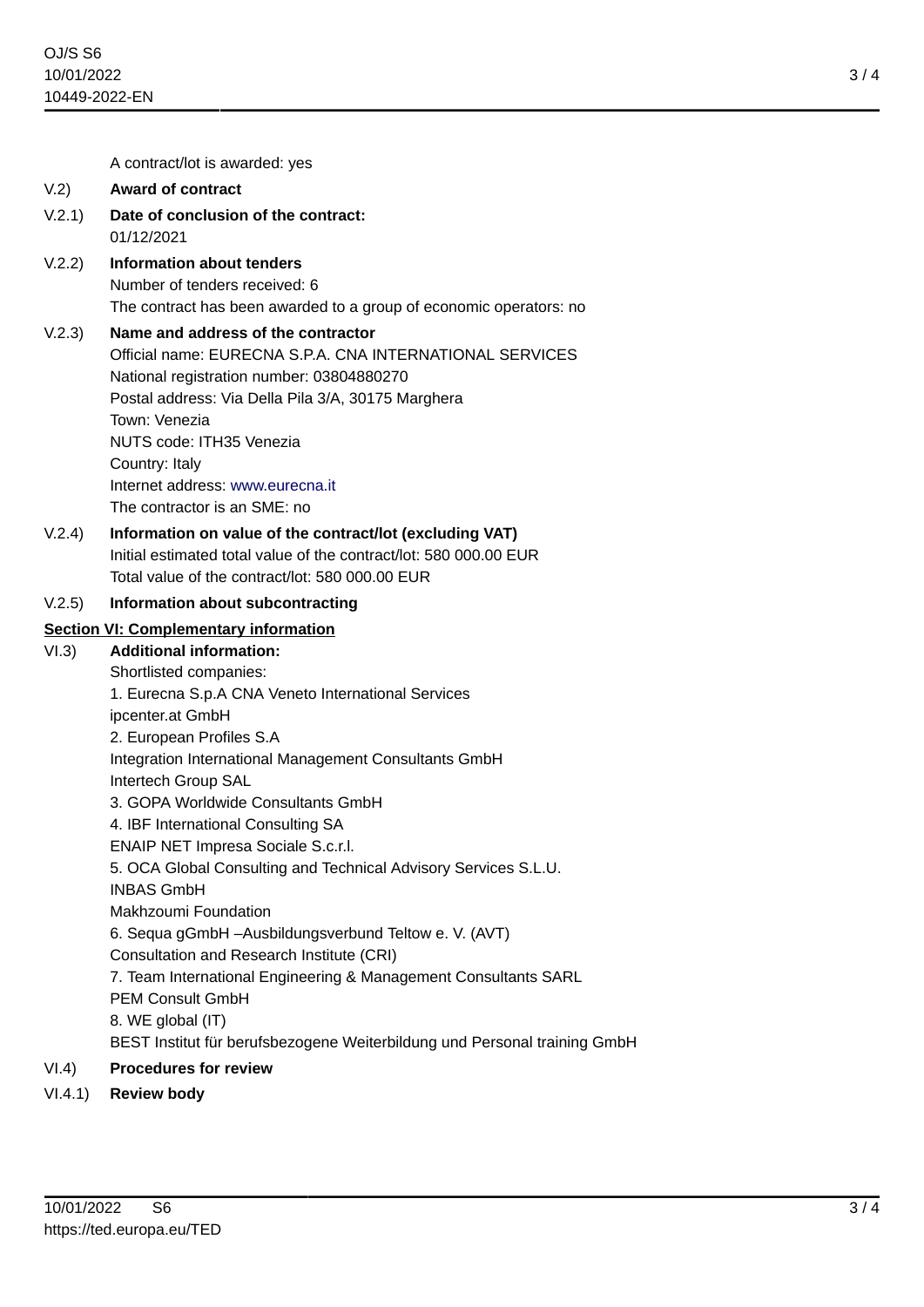A contract/lot is awarded: yes

**V.2) Award of contract**

**V.2.1) Date of conclusion of the contract:**
01/12/2021

**V.2.2) Information about tenders**
Number of tenders received: 6
The contract has been awarded to a group of economic operators: no

**V.2.3) Name and address of the contractor**
Official name: EURECNA S.P.A. CNA INTERNATIONAL SERVICES
National registration number: 03804880270
Postal address: Via Della Pila 3/A, 30175 Marghera
Town: Venezia
NUTS code: ITH35 Venezia
Country: Italy
Internet address: www.eurecna.it
The contractor is an SME: no

**V.2.4) Information on value of the contract/lot (excluding VAT)**
Initial estimated total value of the contract/lot: 580 000.00 EUR
Total value of the contract/lot: 580 000.00 EUR

**V.2.5) Information about subcontracting**

## Section VI: Complementary information

**VI.3) Additional information:**
Shortlisted companies:
1. Eurecna S.p.A CNA Veneto International Services
ipcenter.at GmbH
2. European Profiles S.A
Integration International Management Consultants GmbH
Intertech Group SAL
3. GOPA Worldwide Consultants GmbH
4. IBF International Consulting SA
ENAIP NET Impresa Sociale S.c.r.l.
5. OCA Global Consulting and Technical Advisory Services S.L.U.
INBAS GmbH
Makhzoumi Foundation
6. Sequa gGmbH –Ausbildungsverbund Teltow e. V. (AVT)
Consultation and Research Institute (CRI)
7. Team International Engineering & Management Consultants SARL
PEM Consult GmbH
8. WE global (IT)
BEST Institut für berufsbezogene Weiterbildung und Personal training GmbH

**VI.4) Procedures for review**

**VI.4.1) Review body**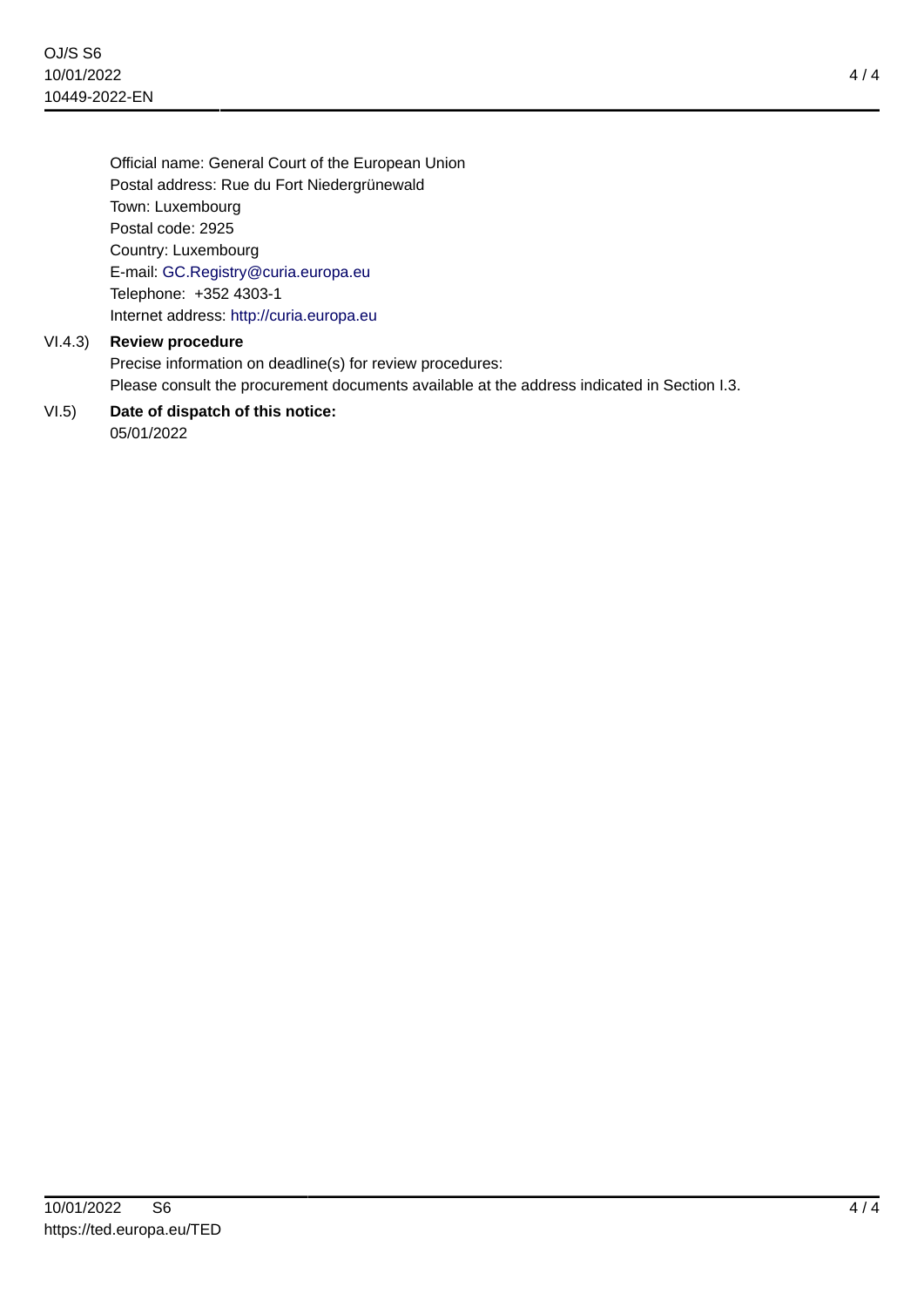Official name: General Court of the European Union
Postal address: Rue du Fort Niedergrünewald
Town: Luxembourg
Postal code: 2925
Country: Luxembourg
E-mail: GC.Registry@curia.europa.eu
Telephone: +352 4303-1
Internet address: http://curia.europa.eu

VI.4.3) **Review procedure**

Precise information on deadline(s) for review procedures:
Please consult the procurement documents available at the address indicated in Section I.3.

VI.5) **Date of dispatch of this notice:**

05/01/2022